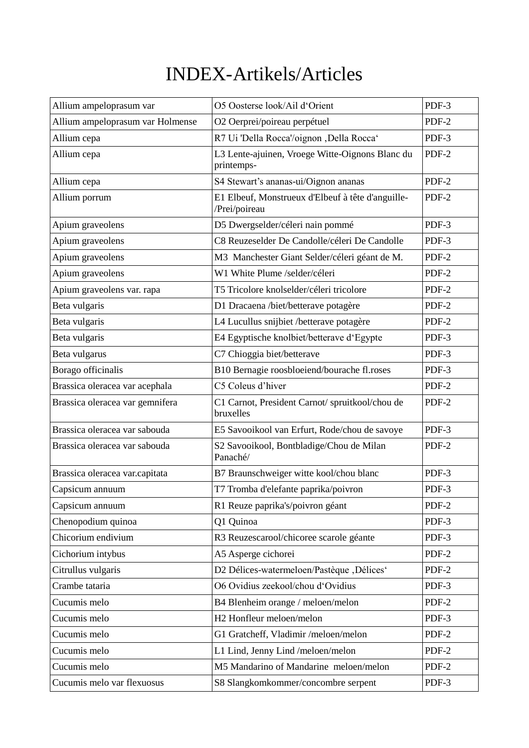# INDEX-Artikels/Articles

| Allium ampeloprasum var | O5 Oosterse look/Ail d'Orient | PDF-3 |
|---|---|---|
| Allium ampeloprasum var Holmense | O2 Oerprei/poireau perpétuel | PDF-2 |
| Allium cepa | R7 Ui 'Della Rocca'/oignon ‚Della Rocca' | PDF-3 |
| Allium cepa | L3 Lente-ajuinen, Vroege Witte-Oignons Blanc du printemps- | PDF-2 |
| Allium cepa | S4 Stewart's ananas-ui/Oignon ananas | PDF-2 |
| Allium porrum | E1 Elbeuf, Monstrueux d'Elbeuf à tête d'anguille-/Prei/poireau | PDF-2 |
| Apium graveolens | D5 Dwergselder/céleri nain pommé | PDF-3 |
| Apium graveolens | C8 Reuzeselder De Candolle/céleri De Candolle | PDF-3 |
| Apium graveolens | M3 Manchester Giant Selder/céleri géant de M. | PDF-2 |
| Apium graveolens | W1 White Plume /selder/céleri | PDF-2 |
| Apium graveolens var. rapa | T5 Tricolore knolselder/céleri tricolore | PDF-2 |
| Beta vulgaris | D1 Dracaena /biet/betterave potagère | PDF-2 |
| Beta vulgaris | L4 Lucullus snijbiet /betterave potagère | PDF-2 |
| Beta vulgaris | E4 Egyptische knolbiet/betterave d'Egypte | PDF-3 |
| Beta vulgarus | C7 Chioggia biet/betterave | PDF-3 |
| Borago officinalis | B10 Bernagie roosbloeiend/bourache fl.roses | PDF-3 |
| Brassica oleracea var acephala | C5 Coleus d'hiver | PDF-2 |
| Brassica oleracea var gemnifera | C1 Carnot, President Carnot/ spruitkool/chou de bruxelles | PDF-2 |
| Brassica oleracea var sabouda | E5 Savooikool van Erfurt, Rode/chou de savoye | PDF-3 |
| Brassica oleracea var sabouda | S2 Savooikool, Bontbladige/Chou de Milan Panaché/ | PDF-2 |
| Brassica oleracea var.capitata | B7 Braunschweiger witte kool/chou blanc | PDF-3 |
| Capsicum annuum | T7 Tromba d'elefante paprika/poivron | PDF-3 |
| Capsicum annuum | R1 Reuze paprika's/poivron géant | PDF-2 |
| Chenopodium quinoa | Q1 Quinoa | PDF-3 |
| Chicorium endivium | R3 Reuzescarool/chicoree scarole géante | PDF-3 |
| Cichorium intybus | A5 Asperge cichorei | PDF-2 |
| Citrullus vulgaris | D2 Délices-watermeloen/Pastèque ‚Délices' | PDF-2 |
| Crambe tataria | O6 Ovidius zeekool/chou d'Ovidius | PDF-3 |
| Cucumis melo | B4 Blenheim orange / meloen/melon | PDF-2 |
| Cucumis melo | H2 Honfleur meloen/melon | PDF-3 |
| Cucumis melo | G1 Gratcheff, Vladimir /meloen/melon | PDF-2 |
| Cucumis melo | L1 Lind, Jenny Lind /meloen/melon | PDF-2 |
| Cucumis melo | M5 Mandarino of Mandarine meloen/melon | PDF-2 |
| Cucumis melo var flexuosus | S8 Slangkomkommer/concombre serpent | PDF-3 |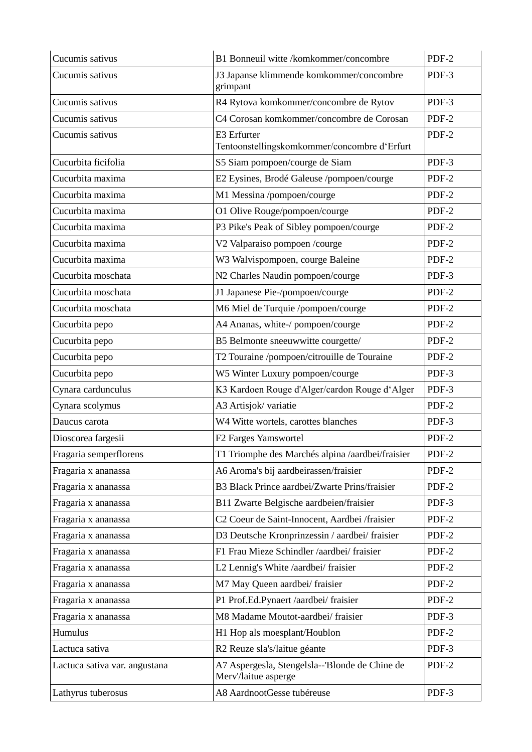| Cucumis sativus | B1 Bonneuil witte /komkommer/concombre | PDF-2 |
|---|---|---|
| Cucumis sativus | J3 Japanse klimmende komkommer/concombre grimpant | PDF-3 |
| Cucumis sativus | R4 Rytova komkommer/concombre de Rytov | PDF-3 |
| Cucumis sativus | C4 Corosan komkommer/concombre de Corosan | PDF-2 |
| Cucumis sativus | E3 Erfurter Tentoonstellingskomkommer/concombre d‘Erfurt | PDF-2 |
| Cucurbita ficifolia | S5 Siam pompoen/courge de Siam | PDF-3 |
| Cucurbita maxima | E2 Eysines, Brodé Galeuse /pompoen/courge | PDF-2 |
| Cucurbita maxima | M1 Messina /pompoen/courge | PDF-2 |
| Cucurbita maxima | O1 Olive Rouge/pompoen/courge | PDF-2 |
| Cucurbita maxima | P3 Pike's Peak of Sibley pompoen/courge | PDF-2 |
| Cucurbita maxima | V2 Valparaiso pompoen /courge | PDF-2 |
| Cucurbita maxima | W3 Walvispompoen, courge Baleine | PDF-2 |
| Cucurbita moschata | N2 Charles Naudin pompoen/courge | PDF-3 |
| Cucurbita moschata | J1 Japanese Pie-/pompoen/courge | PDF-2 |
| Cucurbita moschata | M6 Miel de Turquie /pompoen/courge | PDF-2 |
| Cucurbita pepo | A4 Ananas, white-/ pompoen/courge | PDF-2 |
| Cucurbita pepo | B5 Belmonte sneeuwwitte courgette/ | PDF-2 |
| Cucurbita pepo | T2 Touraine /pompoen/citrouille de Touraine | PDF-2 |
| Cucurbita pepo | W5 Winter Luxury pompoen/courge | PDF-3 |
| Cynara cardunculus | K3 Kardoen Rouge d'Alger/cardon Rouge d‘Alger | PDF-3 |
| Cynara scolymus | A3 Artisjok/ variatie | PDF-2 |
| Daucus carota | W4 Witte wortels, carottes blanches | PDF-3 |
| Dioscorea fargesii | F2 Farges Yamswortel | PDF-2 |
| Fragaria semperflorens | T1 Triomphe des Marchés alpina /aardbei/fraisier | PDF-2 |
| Fragaria x ananassa | A6 Aroma's bij aardbeirassen/fraisier | PDF-2 |
| Fragaria x ananassa | B3 Black Prince aardbei/Zwarte Prins/fraisier | PDF-2 |
| Fragaria x ananassa | B11 Zwarte Belgische aardbeien/fraisier | PDF-3 |
| Fragaria x ananassa | C2 Coeur de Saint-Innocent, Aardbei /fraisier | PDF-2 |
| Fragaria x ananassa | D3 Deutsche Kronprinzessin / aardbei/ fraisier | PDF-2 |
| Fragaria x ananassa | F1 Frau Mieze Schindler /aardbei/ fraisier | PDF-2 |
| Fragaria x ananassa | L2 Lennig's White /aardbei/ fraisier | PDF-2 |
| Fragaria x ananassa | M7 May Queen aardbei/ fraisier | PDF-2 |
| Fragaria x ananassa | P1 Prof.Ed.Pynaert /aardbei/ fraisier | PDF-2 |
| Fragaria x ananassa | M8 Madame Moutot-aardbei/ fraisier | PDF-3 |
| Humulus | H1 Hop als moesplant/Houblon | PDF-2 |
| Lactuca sativa | R2 Reuze sla's/laitue géante | PDF-3 |
| Lactuca sativa var. angustana | A7 Aspergesla, Stengelsla--'Blonde de Chine de Merv'/laitue asperge | PDF-2 |
| Lathyrus tuberosus | A8 AardnootGesse tubéreuse | PDF-3 |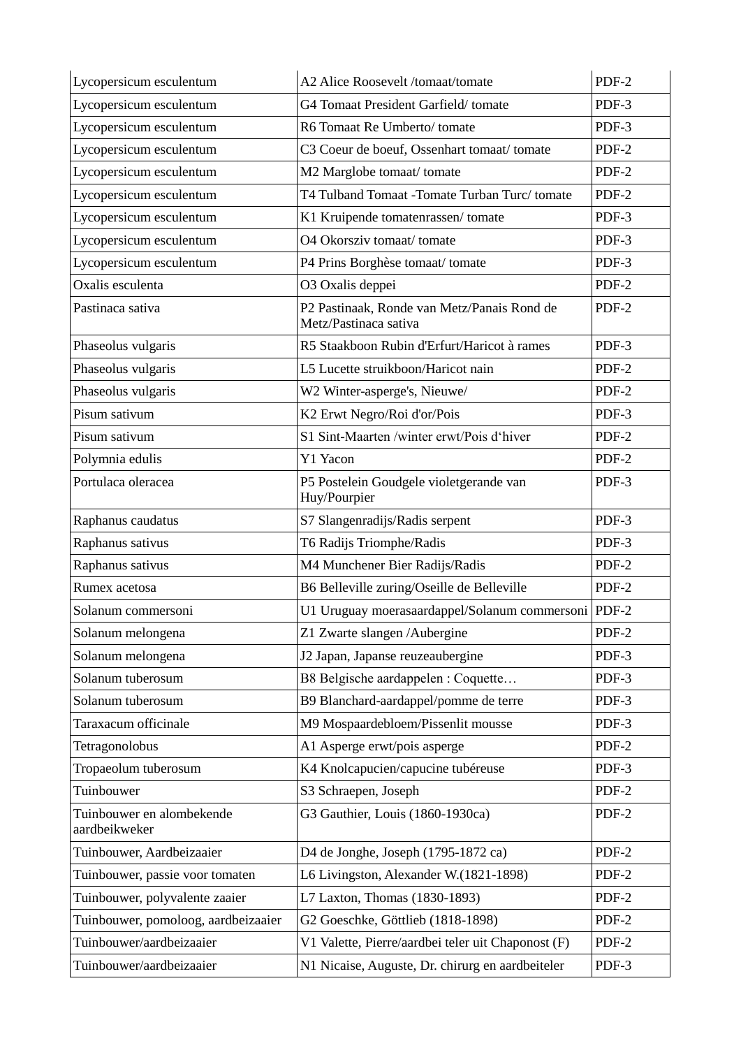| Lycopersicum esculentum | A2 Alice Roosevelt /tomaat/tomate | PDF-2 |
|---|---|---|
| Lycopersicum esculentum | G4 Tomaat President Garfield/ tomate | PDF-3 |
| Lycopersicum esculentum | R6 Tomaat Re Umberto/ tomate | PDF-3 |
| Lycopersicum esculentum | C3 Coeur de boeuf, Ossenhart tomaat/ tomate | PDF-2 |
| Lycopersicum esculentum | M2 Marglobe tomaat/ tomate | PDF-2 |
| Lycopersicum esculentum | T4 Tulband Tomaat -Tomate Turban Turc/ tomate | PDF-2 |
| Lycopersicum esculentum | K1 Kruipende tomatenrassen/ tomate | PDF-3 |
| Lycopersicum esculentum | O4 Okorsziv tomaat/ tomate | PDF-3 |
| Lycopersicum esculentum | P4 Prins Borghèse tomaat/ tomate | PDF-3 |
| Oxalis esculenta | O3 Oxalis deppei | PDF-2 |
| Pastinaca sativa | P2 Pastinaak, Ronde van Metz/Panais Rond de Metz/Pastinaca sativa | PDF-2 |
| Phaseolus vulgaris | R5 Staakboon Rubin d'Erfurt/Haricot à rames | PDF-3 |
| Phaseolus vulgaris | L5 Lucette struikboon/Haricot nain | PDF-2 |
| Phaseolus vulgaris | W2 Winter-asperge's, Nieuwe/ | PDF-2 |
| Pisum sativum | K2 Erwt Negro/Roi d'or/Pois | PDF-3 |
| Pisum sativum | S1 Sint-Maarten /winter erwt/Pois d'hiver | PDF-2 |
| Polymnia edulis | Y1 Yacon | PDF-2 |
| Portulaca oleracea | P5 Postelein Goudgele violetgerande van Huy/Pourpier | PDF-3 |
| Raphanus caudatus | S7 Slangenradijs/Radis serpent | PDF-3 |
| Raphanus sativus | T6 Radijs Triomphe/Radis | PDF-3 |
| Raphanus sativus | M4 Munchener Bier Radijs/Radis | PDF-2 |
| Rumex acetosa | B6 Belleville zuring/Oseille de Belleville | PDF-2 |
| Solanum commersoni | U1 Uruguay moerasaardappel/Solanum commersoni | PDF-2 |
| Solanum melongena | Z1 Zwarte slangen /Aubergine | PDF-2 |
| Solanum melongena | J2 Japan, Japanse reuzeaubergine | PDF-3 |
| Solanum tuberosum | B8 Belgische aardappelen : Coquette… | PDF-3 |
| Solanum tuberosum | B9 Blanchard-aardappel/pomme de terre | PDF-3 |
| Taraxacum officinale | M9 Mospaardebloem/Pissenlit mousse | PDF-3 |
| Tetragonolobus | A1 Asperge erwt/pois asperge | PDF-2 |
| Tropaeolum tuberosum | K4 Knolcapucien/capucine tubéreuse | PDF-3 |
| Tuinbouwer | S3 Schraepen, Joseph | PDF-2 |
| Tuinbouwer en alombekende aardbeikweker | G3 Gauthier, Louis (1860-1930ca) | PDF-2 |
| Tuinbouwer, Aardbeizaaier | D4 de Jonghe, Joseph (1795-1872 ca) | PDF-2 |
| Tuinbouwer, passie voor tomaten | L6 Livingston, Alexander W.(1821-1898) | PDF-2 |
| Tuinbouwer, polyvalente zaaier | L7 Laxton, Thomas (1830-1893) | PDF-2 |
| Tuinbouwer, pomoloog, aardbeizaaier | G2 Goeschke, Göttlieb (1818-1898) | PDF-2 |
| Tuinbouwer/aardbeizaaier | V1 Valette, Pierre/aardbei teler uit Chaponost (F) | PDF-2 |
| Tuinbouwer/aardbeizaaier | N1 Nicaise, Auguste, Dr. chirurg en aardbeiteler | PDF-3 |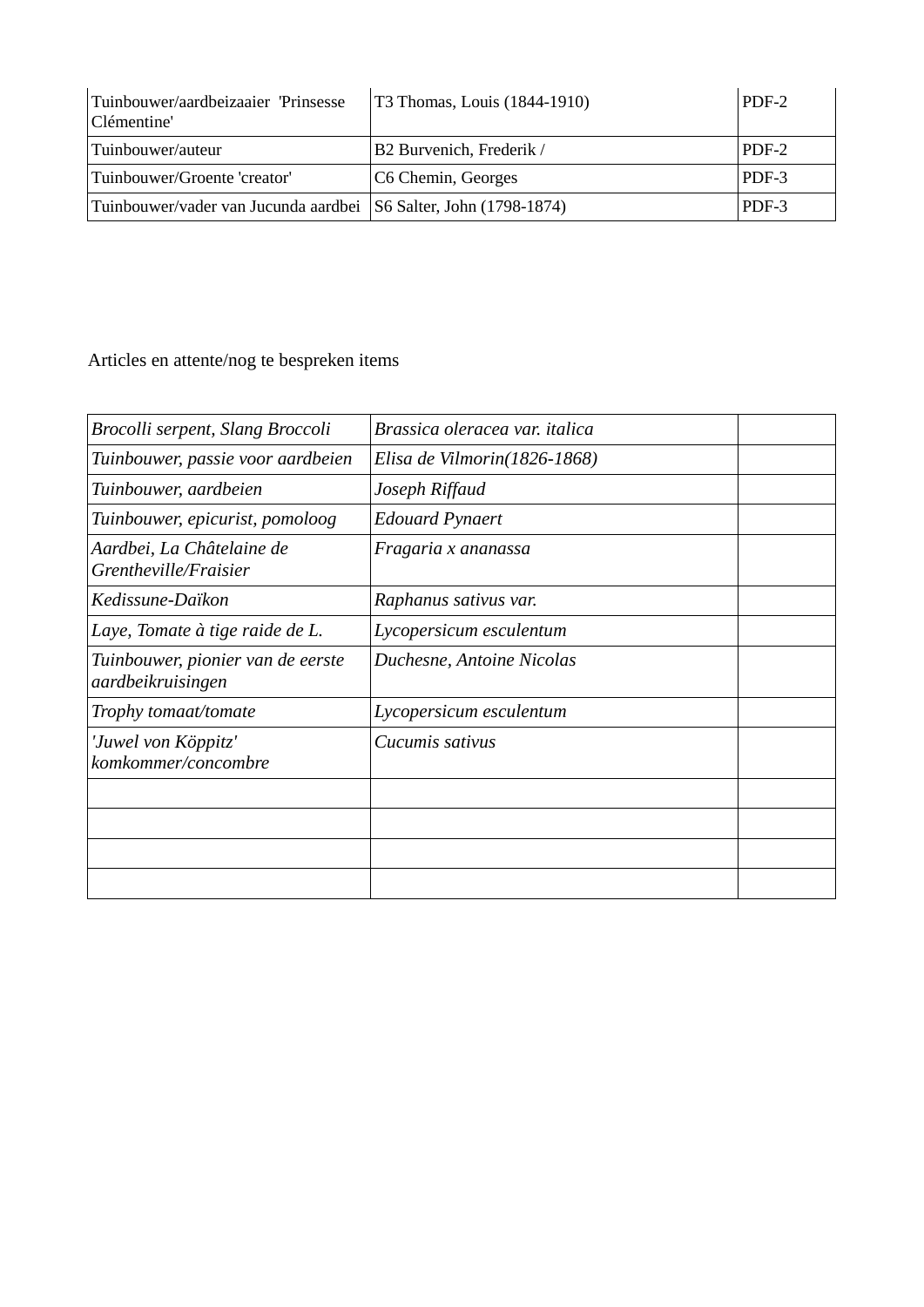| | | |
|---|---|---|
| Tuinbouwer/aardbeizaaier 'Prinsesse Clémentine' | T3 Thomas, Louis (1844-1910) | PDF-2 |
| Tuinbouwer/auteur | B2 Burvenich, Frederik / | PDF-2 |
| Tuinbouwer/Groente 'creator' | C6 Chemin, Georges | PDF-3 |
| Tuinbouwer/vader van Jucunda aardbei | S6 Salter, John (1798-1874) | PDF-3 |

Articles en attente/nog te bespreken items

| | | |
|---|---|---|
| *Brocolli serpent, Slang Broccoli* | *Brassica oleracea var. italica* | |
| *Tuinbouwer, passie voor aardbeien* | *Elisa de Vilmorin(1826-1868)* | |
| *Tuinbouwer, aardbeien* | *Joseph Riffaud* | |
| *Tuinbouwer, epicurist, pomoloog* | *Edouard Pynaert* | |
| *Aardbei, La Châtelaine de Grentheville/Fraisier* | *Fragaria x ananassa* | |
| *Kedissune-Daïkon* | *Raphanus sativus var.* | |
| *Laye, Tomate à tige raide de L.* | *Lycopersicum esculentum* | |
| *Tuinbouwer, pionier van de eerste aardbeikruisingen* | *Duchesne, Antoine Nicolas* | |
| *Trophy tomaat/tomate* | *Lycopersicum esculentum* | |
| *'Juwel von Köppitz' komkommer/concombre* | *Cucumis sativus* | |
| | | |
| | | |
| | | |
| | | |